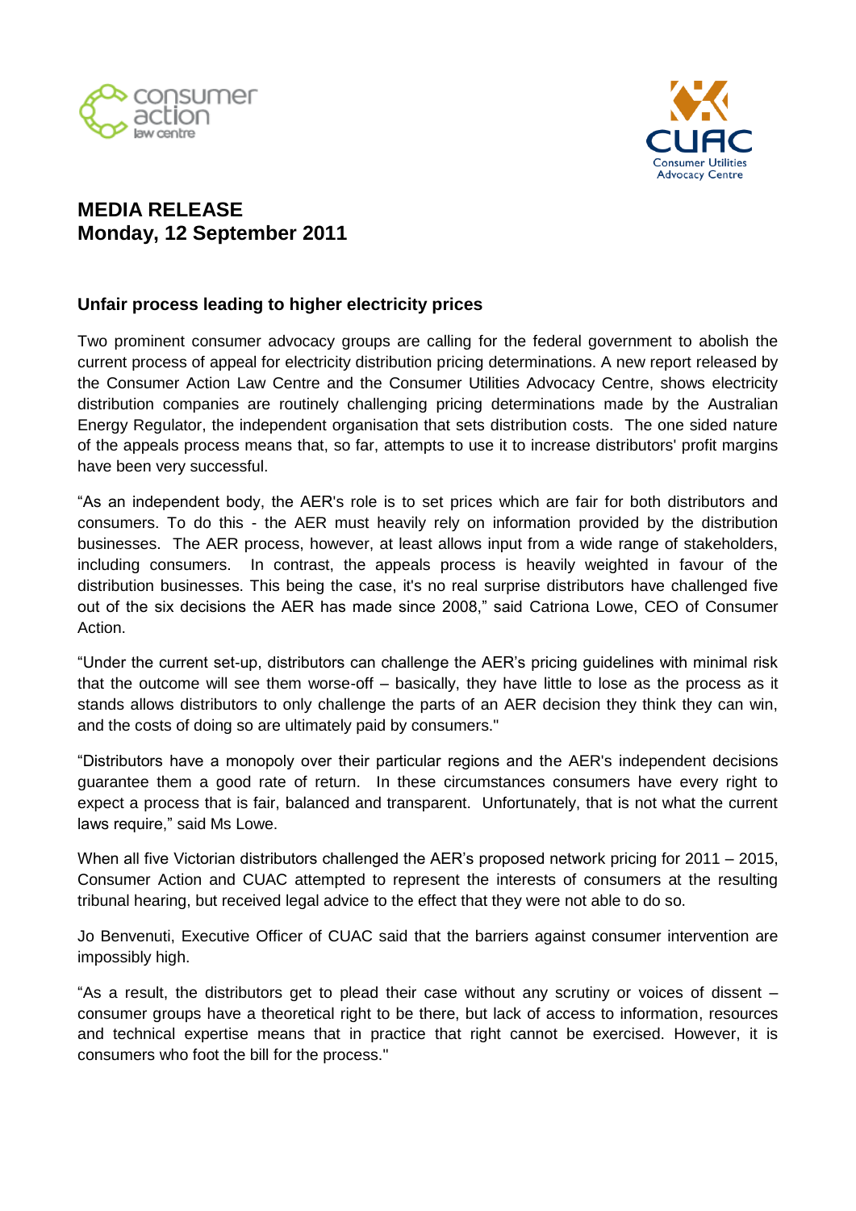# MEDIA RELEASE
## Monday, 12 September 2011

### Unfair process leading to higher electricity prices

Two prominent consumer advocacy groups are calling for the federal government to abolish the current process of appeal for electricity distribution pricing determinations. A new report released by the Consumer Action Law Centre and the Consumer Utilities Advocacy Centre, shows electricity distribution companies are routinely challenging pricing determinations made by the Australian Energy Regulator, the independent organisation that sets distribution costs. The one sided nature of the appeals process means that, so far, attempts to use it to increase distributors' profit margins have been very successful.

"As an independent body, the AER's role is to set prices which are fair for both distributors and consumers. To do this - the AER must heavily rely on information provided by the distribution businesses. The AER process, however, at least allows input from a wide range of stakeholders, including consumers. In contrast, the appeals process is heavily weighted in favour of the distribution businesses. This being the case, it's no real surprise distributors have challenged five out of the six decisions the AER has made since 2008," said Catriona Lowe, CEO of Consumer Action.

"Under the current set-up, distributors can challenge the AER's pricing guidelines with minimal risk that the outcome will see them worse-off – basically, they have little to lose as the process as it stands allows distributors to only challenge the parts of an AER decision they think they can win, and the costs of doing so are ultimately paid by consumers."

"Distributors have a monopoly over their particular regions and the AER's independent decisions guarantee them a good rate of return. In these circumstances consumers have every right to expect a process that is fair, balanced and transparent. Unfortunately, that is not what the current laws require," said Ms Lowe.

When all five Victorian distributors challenged the AER's proposed network pricing for 2011 – 2015, Consumer Action and CUAC attempted to represent the interests of consumers at the resulting tribunal hearing, but received legal advice to the effect that they were not able to do so.

Jo Benvenuti, Executive Officer of CUAC said that the barriers against consumer intervention are impossibly high.

"As a result, the distributors get to plead their case without any scrutiny or voices of dissent – consumer groups have a theoretical right to be there, but lack of access to information, resources and technical expertise means that in practice that right cannot be exercised. However, it is consumers who foot the bill for the process."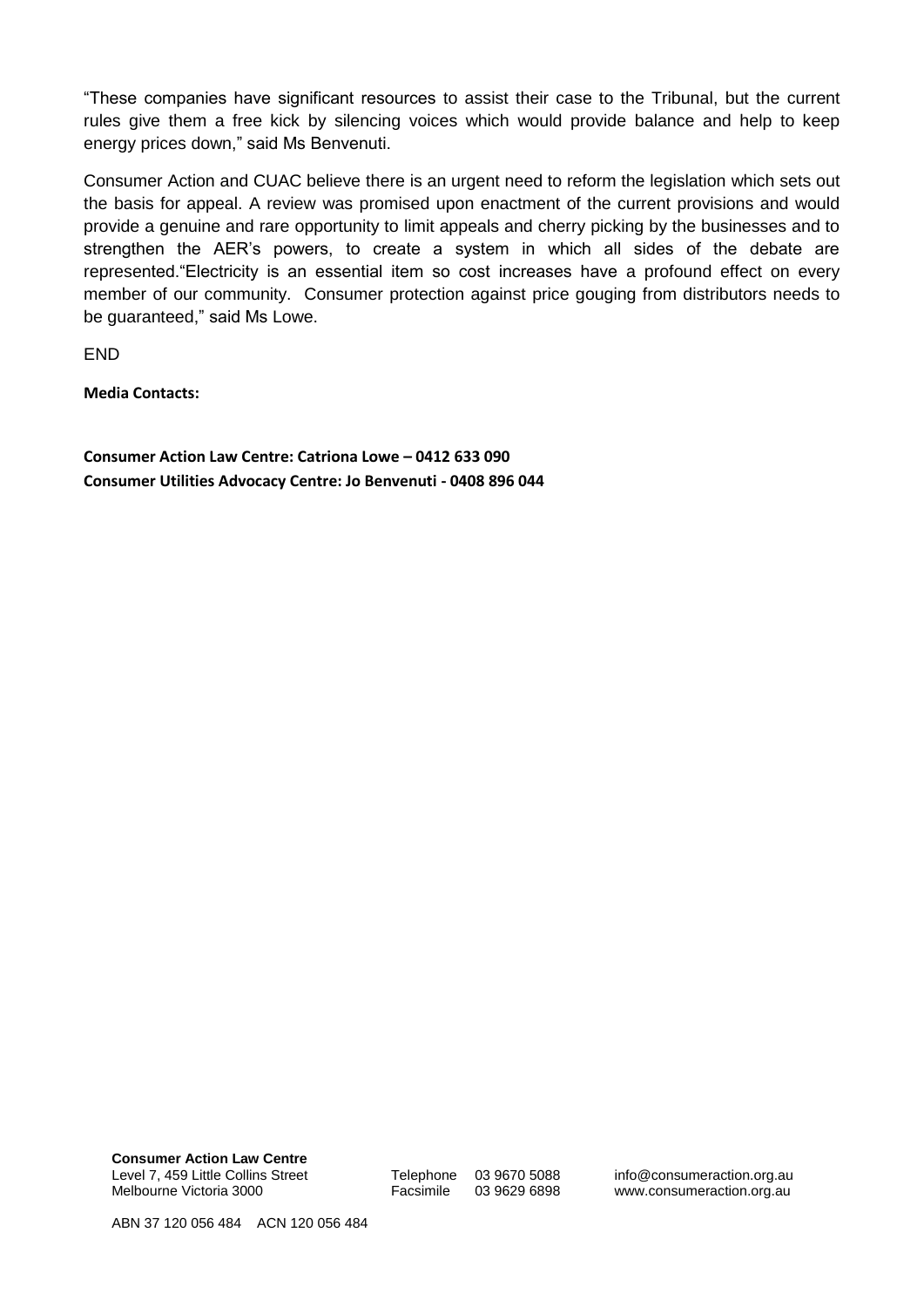"These companies have significant resources to assist their case to the Tribunal, but the current rules give them a free kick by silencing voices which would provide balance and help to keep energy prices down," said Ms Benvenuti.

Consumer Action and CUAC believe there is an urgent need to reform the legislation which sets out the basis for appeal. A review was promised upon enactment of the current provisions and would provide a genuine and rare opportunity to limit appeals and cherry picking by the businesses and to strengthen the AER's powers, to create a system in which all sides of the debate are represented."Electricity is an essential item so cost increases have a profound effect on every member of our community. Consumer protection against price gouging from distributors needs to be guaranteed," said Ms Lowe.

END

**Media Contacts:**

**Consumer Action Law Centre: Catriona Lowe – 0412 633 090**
**Consumer Utilities Advocacy Centre: Jo Benvenuti - 0408 896 044**

**Consumer Action Law Centre**
Level 7, 459 Little Collins Street
Melbourne Victoria 3000

Telephone 03 9670 5088
Facsimile 03 9629 6898

info@consumeraction.org.au
www.consumeraction.org.au

ABN 37 120 056 484 ACN 120 056 484